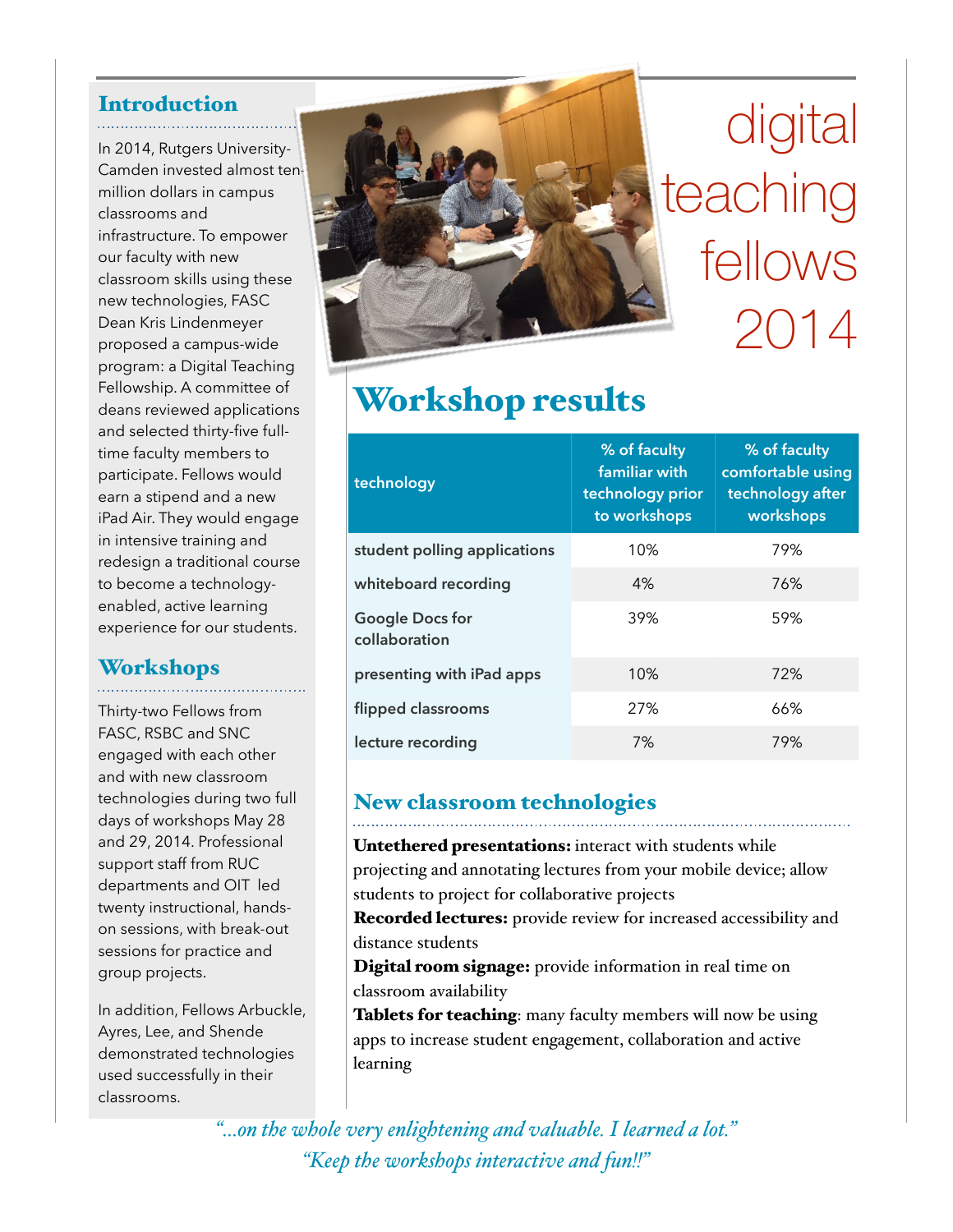# digital teaching fellows 2014

## Introduction

In 2014, Rutgers University-Camden invested almost ten-million dollars in campus classrooms and infrastructure. To empower our faculty with new classroom skills using these new technologies, FASC Dean Kris Lindenmeyer proposed a campus-wide program: a Digital Teaching Fellowship. A committee of deans reviewed applications and selected thirty-five full-time faculty members to participate. Fellows would earn a stipend and a new iPad Air. They would engage in intensive training and redesign a traditional course to become a technology-enabled, active learning experience for our students.

## Workshops

Thirty-two Fellows from FASC, RSBC and SNC engaged with each other and with new classroom technologies during two full days of workshops May 28 and 29, 2014. Professional support staff from RUC departments and OIT led twenty instructional, hands-on sessions, with break-out sessions for practice and group projects.

In addition, Fellows Arbuckle, Ayres, Lee, and Shende demonstrated technologies used successfully in their classrooms.

## Workshop results

| technology | % of faculty familiar with technology prior to workshops | % of faculty comfortable using technology after workshops |
|---|---|---|
| student polling applications | 10% | 79% |
| whiteboard recording | 4% | 76% |
| Google Docs for collaboration | 39% | 59% |
| presenting with iPad apps | 10% | 72% |
| flipped classrooms | 27% | 66% |
| lecture recording | 7% | 79% |

### New classroom technologies

**Untethered presentations:** interact with students while projecting and annotating lectures from your mobile device; allow students to project for collaborative projects

**Recorded lectures:** provide review for increased accessibility and distance students

**Digital room signage:** provide information in real time on classroom availability

**Tablets for teaching**: many faculty members will now be using apps to increase student engagement, collaboration and active learning

*"...on the whole very enlightening and valuable. I learned a lot."*

*"Keep the workshops interactive and fun!!"*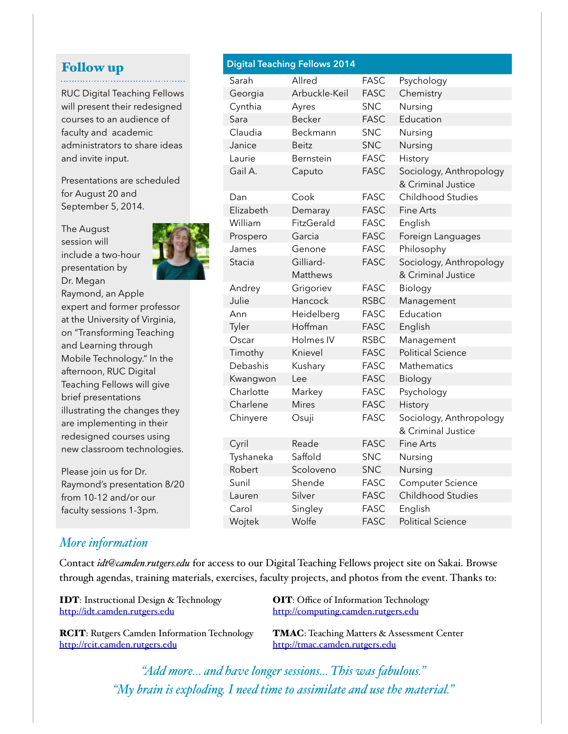## Follow up

RUC Digital Teaching Fellows will present their redesigned courses to an audience of faculty and academic administrators to share ideas and invite input.

Presentations are scheduled for August 20 and September 5, 2014.

The August session will include a two-hour presentation by Dr. Megan Raymond, an Apple expert and former professor at the University of Virginia, on "Transforming Teaching and Learning through Mobile Technology." In the afternoon, RUC Digital Teaching Fellows will give brief presentations illustrating the changes they are implementing in their redesigned courses using new classroom technologies.

Please join us for Dr. Raymond's presentation 8/20 from 10-12 and/or our faculty sessions 1-3pm.

**Digital Teaching Fellows 2014**

| | | | |
|---|---|---|---|
| Sarah | Allred | FASC | Psychology |
| Georgia | Arbuckle-Keil | FASC | Chemistry |
| Cynthia | Ayres | SNC | Nursing |
| Sara | Becker | FASC | Education |
| Claudia | Beckmann | SNC | Nursing |
| Janice | Beitz | SNC | Nursing |
| Laurie | Bernstein | FASC | History |
| Gail A. | Caputo | FASC | Sociology, Anthropology & Criminal Justice |
| Dan | Cook | FASC | Childhood Studies |
| Elizabeth | Demaray | FASC | Fine Arts |
| William | FitzGerald | FASC | English |
| Prospero | Garcia | FASC | Foreign Languages |
| James | Genone | FASC | Philosophy |
| Stacia | Gilliard-Matthews | FASC | Sociology, Anthropology & Criminal Justice |
| Andrey | Grigoriev | FASC | Biology |
| Julie | Hancock | RSBC | Management |
| Ann | Heidelberg | FASC | Education |
| Tyler | Hoffman | FASC | English |
| Oscar | Holmes IV | RSBC | Management |
| Timothy | Knievel | FASC | Political Science |
| Debashis | Kushary | FASC | Mathematics |
| Kwangwon | Lee | FASC | Biology |
| Charlotte | Markey | FASC | Psychology |
| Charlene | Mires | FASC | History |
| Chinyere | Osuji | FASC | Sociology, Anthropology & Criminal Justice |
| Cyril | Reade | FASC | Fine Arts |
| Tyshaneka | Saffold | SNC | Nursing |
| Robert | Scoloveno | SNC | Nursing |
| Sunil | Shende | FASC | Computer Science |
| Lauren | Silver | FASC | Childhood Studies |
| Carol | Singley | FASC | English |
| Wojtek | Wolfe | FASC | Political Science |

## *More information*

Contact *idt@camden.rutgers.edu* for access to our Digital Teaching Fellows project site on Sakai. Browse through agendas, training materials, exercises, faculty projects, and photos from the event. Thanks to:

**IDT**: Instructional Design & Technology
http://idt.camden.rutgers.edu

**OIT**: Office of Information Technology
http://computing.camden.rutgers.edu

**RCIT**: Rutgers Camden Information Technology
http://rcit.camden.rutgers.edu

**TMAC**: Teaching Matters & Assessment Center
http://tmac.camden.rutgers.edu

*"Add more... and have longer sessions... This was fabulous."*
*"My brain is exploding. I need time to assimilate and use the material."*